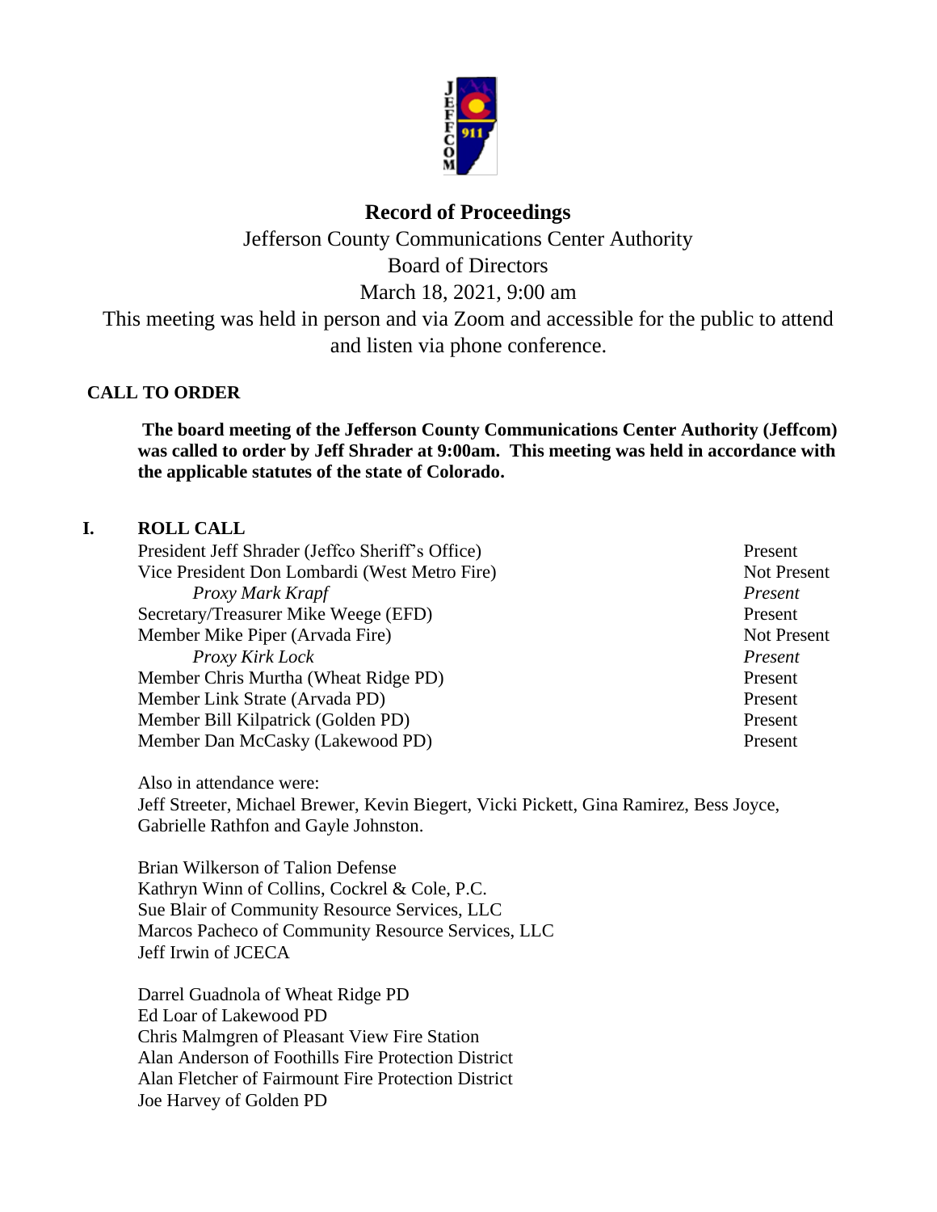# Record of Proceedings

Jefferson County Communications Center Authority
Board of Directors
March 18, 2021, 9:00 am
This meeting was held in person and via Zoom and accessible for the public to attend and listen via phone conference.

## CALL TO ORDER

**The board meeting of the Jefferson County Communications Center Authority (Jeffcom) was called to order by Jeff Shrader at 9:00am. This meeting was held in accordance with the applicable statutes of the state of Colorado.**

## I. ROLL CALL

| | |
|---|---|
| President Jeff Shrader (Jeffco Sheriff's Office) | Present |
| Vice President Don Lombardi (West Metro Fire) | Not Present |
| *Proxy Mark Krapf* | *Present* |
| Secretary/Treasurer Mike Weege (EFD) | Present |
| Member Mike Piper (Arvada Fire) | Not Present |
| *Proxy Kirk Lock* | *Present* |
| Member Chris Murtha (Wheat Ridge PD) | Present |
| Member Link Strate (Arvada PD) | Present |
| Member Bill Kilpatrick (Golden PD) | Present |
| Member Dan McCasky (Lakewood PD) | Present |

Also in attendance were:
Jeff Streeter, Michael Brewer, Kevin Biegert, Vicki Pickett, Gina Ramirez, Bess Joyce, Gabrielle Rathfon and Gayle Johnston.

Brian Wilkerson of Talion Defense
Kathryn Winn of Collins, Cockrel & Cole, P.C.
Sue Blair of Community Resource Services, LLC
Marcos Pacheco of Community Resource Services, LLC
Jeff Irwin of JCECA

Darrel Guadnola of Wheat Ridge PD
Ed Loar of Lakewood PD
Chris Malmgren of Pleasant View Fire Station
Alan Anderson of Foothills Fire Protection District
Alan Fletcher of Fairmount Fire Protection District
Joe Harvey of Golden PD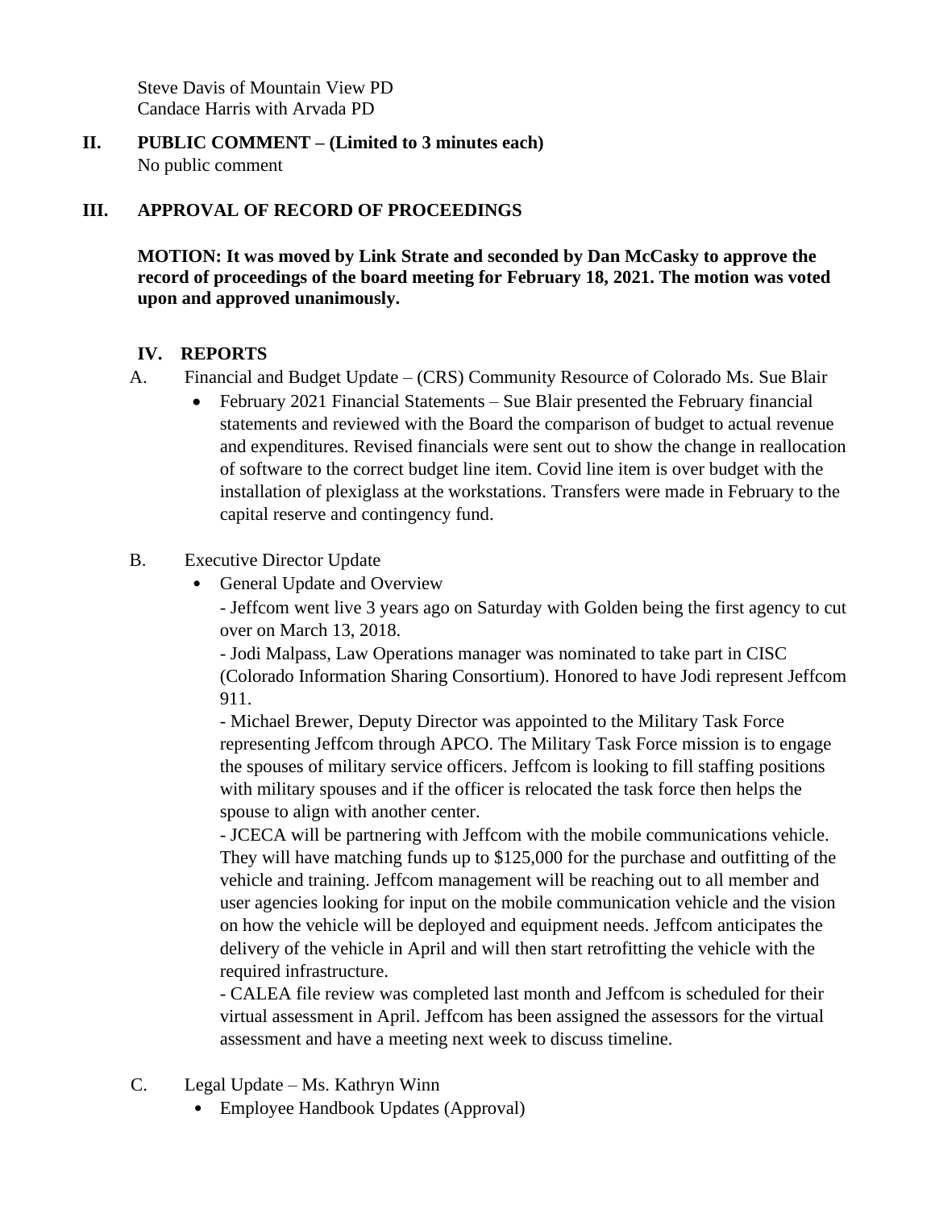Steve Davis of Mountain View PD
Candace Harris with Arvada PD

## II. PUBLIC COMMENT – (Limited to 3 minutes each)

No public comment

## III. APPROVAL OF RECORD OF PROCEEDINGS

**MOTION: It was moved by Link Strate and seconded by Dan McCasky to approve the record of proceedings of the board meeting for February 18, 2021. The motion was voted upon and approved unanimously.**

## IV. REPORTS

A. Financial and Budget Update – (CRS) Community Resource of Colorado Ms. Sue Blair

- February 2021 Financial Statements – Sue Blair presented the February financial statements and reviewed with the Board the comparison of budget to actual revenue and expenditures. Revised financials were sent out to show the change in reallocation of software to the correct budget line item. Covid line item is over budget with the installation of plexiglass at the workstations. Transfers were made in February to the capital reserve and contingency fund.

B. Executive Director Update

- General Update and Overview

  - Jeffcom went live 3 years ago on Saturday with Golden being the first agency to cut over on March 13, 2018.

  - Jodi Malpass, Law Operations manager was nominated to take part in CISC (Colorado Information Sharing Consortium). Honored to have Jodi represent Jeffcom 911.

  - Michael Brewer, Deputy Director was appointed to the Military Task Force representing Jeffcom through APCO. The Military Task Force mission is to engage the spouses of military service officers. Jeffcom is looking to fill staffing positions with military spouses and if the officer is relocated the task force then helps the spouse to align with another center.

  - JCECA will be partnering with Jeffcom with the mobile communications vehicle. They will have matching funds up to $125,000 for the purchase and outfitting of the vehicle and training. Jeffcom management will be reaching out to all member and user agencies looking for input on the mobile communication vehicle and the vision on how the vehicle will be deployed and equipment needs. Jeffcom anticipates the delivery of the vehicle in April and will then start retrofitting the vehicle with the required infrastructure.

  - CALEA file review was completed last month and Jeffcom is scheduled for their virtual assessment in April. Jeffcom has been assigned the assessors for the virtual assessment and have a meeting next week to discuss timeline.

C. Legal Update – Ms. Kathryn Winn

- Employee Handbook Updates (Approval)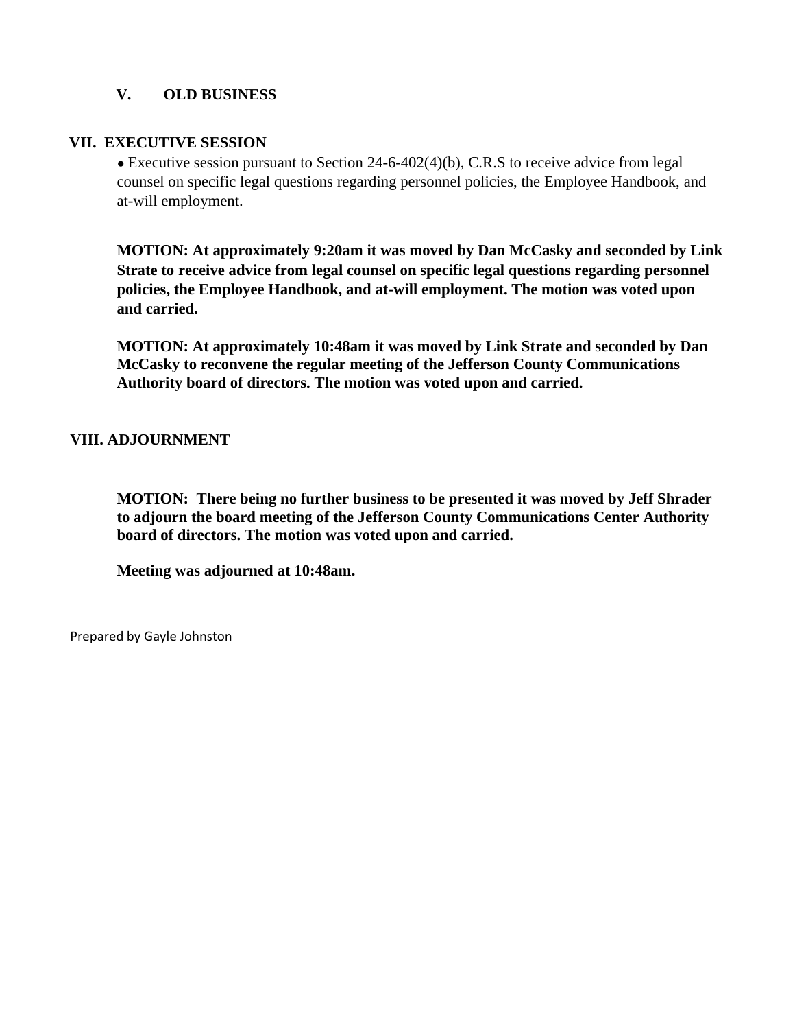## V. OLD BUSINESS

## VII. EXECUTIVE SESSION

- Executive session pursuant to Section 24-6-402(4)(b), C.R.S to receive advice from legal counsel on specific legal questions regarding personnel policies, the Employee Handbook, and at-will employment.

**MOTION: At approximately 9:20am it was moved by Dan McCasky and seconded by Link Strate to receive advice from legal counsel on specific legal questions regarding personnel policies, the Employee Handbook, and at-will employment. The motion was voted upon and carried.**

**MOTION: At approximately 10:48am it was moved by Link Strate and seconded by Dan McCasky to reconvene the regular meeting of the Jefferson County Communications Authority board of directors. The motion was voted upon and carried.**

## VIII. ADJOURNMENT

**MOTION: There being no further business to be presented it was moved by Jeff Shrader to adjourn the board meeting of the Jefferson County Communications Center Authority board of directors. The motion was voted upon and carried.**

**Meeting was adjourned at 10:48am.**

Prepared by Gayle Johnston